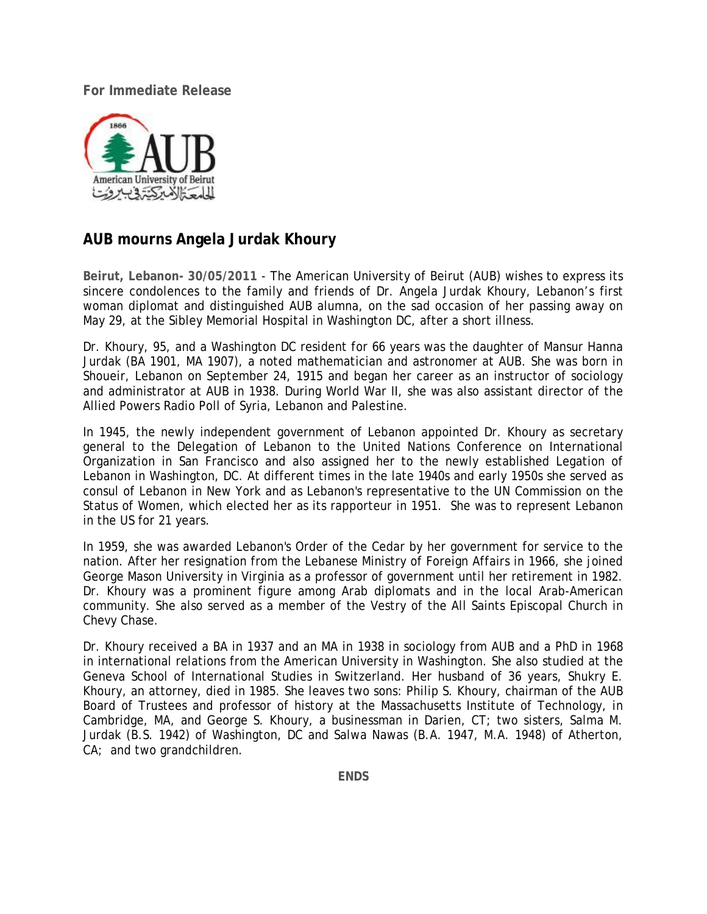**For Immediate Release**

## AUB mourns Angela Jurdak Khoury

**Beirut, Lebanon- 30/05/2011** - The American University of Beirut (AUB) wishes to express its sincere condolences to the family and friends of Dr. Angela Jurdak Khoury, Lebanon's first woman diplomat and distinguished AUB alumna, on the sad occasion of her passing away on May 29, at the Sibley Memorial Hospital in Washington DC, after a short illness.

Dr. Khoury, 95, and a Washington DC resident for 66 years was the daughter of Mansur Hanna Jurdak (BA 1901, MA 1907), a noted mathematician and astronomer at AUB. She was born in Shoueir, Lebanon on September 24, 1915 and began her career as an instructor of sociology and administrator at AUB in 1938. During World War II, she was also assistant director of the Allied Powers Radio Poll of Syria, Lebanon and Palestine.

In 1945, the newly independent government of Lebanon appointed Dr. Khoury as secretary general to the Delegation of Lebanon to the United Nations Conference on International Organization in San Francisco and also assigned her to the newly established Legation of Lebanon in Washington, DC. At different times in the late 1940s and early 1950s she served as consul of Lebanon in New York and as Lebanon's representative to the UN Commission on the Status of Women, which elected her as its rapporteur in 1951. She was to represent Lebanon in the US for 21 years.

In 1959, she was awarded Lebanon's Order of the Cedar by her government for service to the nation. After her resignation from the Lebanese Ministry of Foreign Affairs in 1966, she joined George Mason University in Virginia as a professor of government until her retirement in 1982. Dr. Khoury was a prominent figure among Arab diplomats and in the local Arab-American community. She also served as a member of the Vestry of the All Saints Episcopal Church in Chevy Chase.

Dr. Khoury received a BA in 1937 and an MA in 1938 in sociology from AUB and a PhD in 1968 in international relations from the American University in Washington. She also studied at the Geneva School of International Studies in Switzerland. Her husband of 36 years, Shukry E. Khoury, an attorney, died in 1985. She leaves two sons: Philip S. Khoury, chairman of the AUB Board of Trustees and professor of history at the Massachusetts Institute of Technology, in Cambridge, MA, and George S. Khoury, a businessman in Darien, CT; two sisters, Salma M. Jurdak (B.S. 1942) of Washington, DC and Salwa Nawas (B.A. 1947, M.A. 1948) of Atherton, CA; and two grandchildren.

**ENDS**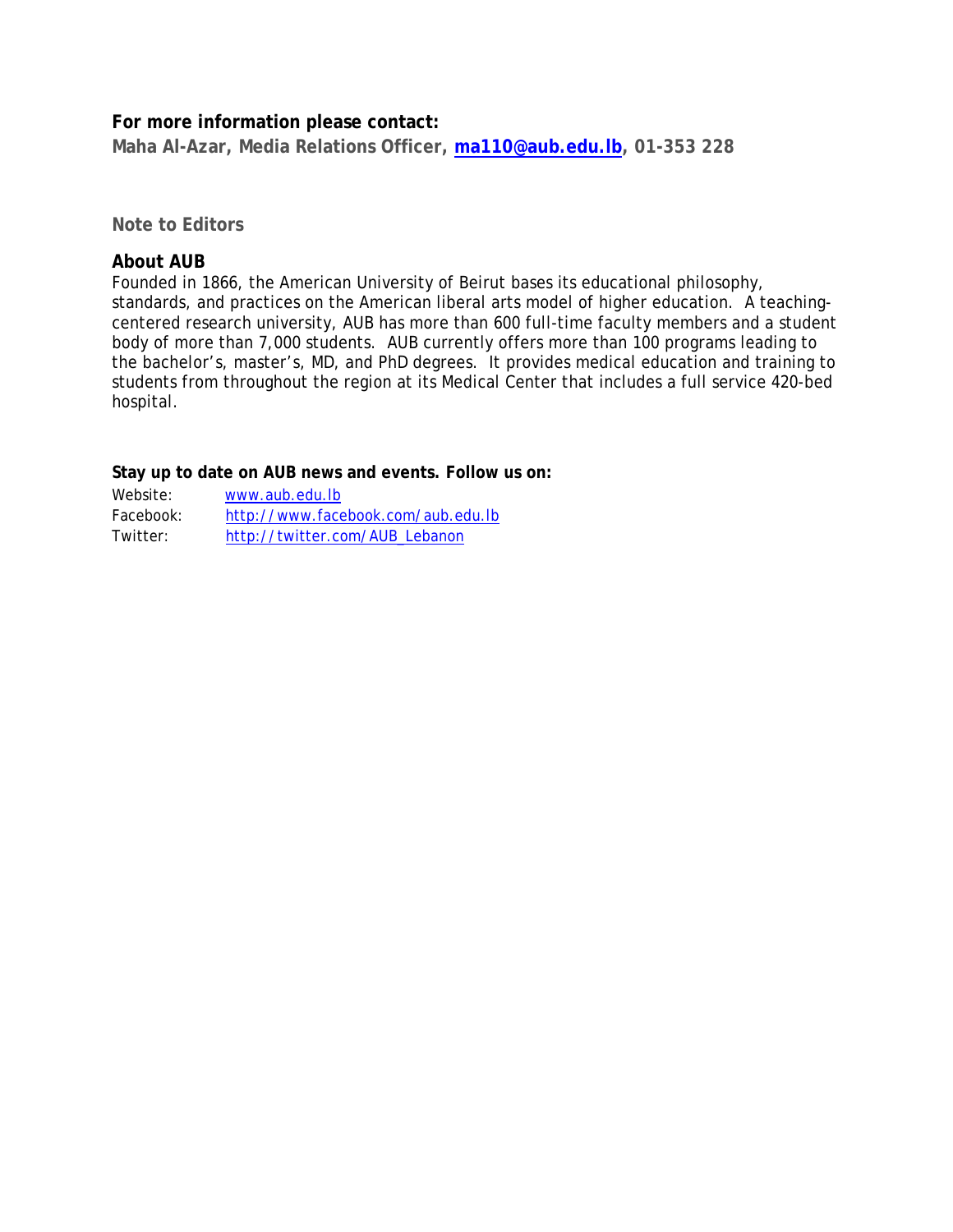**For more information please contact:**

**Maha Al-Azar, Media Relations Officer, [ma110@aub.edu.lb](mailto:ma110@aub.edu.lb), 01-353 228**

**Note to Editors**

**About AUB**

Founded in 1866, the American University of Beirut bases its educational philosophy, standards, and practices on the American liberal arts model of higher education. A teaching-centered research university, AUB has more than 600 full-time faculty members and a student body of more than 7,000 students. AUB currently offers more than 100 programs leading to the bachelor's, master's, MD, and PhD degrees. It provides medical education and training to students from throughout the region at its Medical Center that includes a full service 420-bed hospital.

**Stay up to date on AUB news and events. Follow us on:**

Website: [www.aub.edu.lb](http://www.aub.edu.lb)
Facebook: [http://www.facebook.com/aub.edu.lb](http://www.facebook.com/aub.edu.lb)
Twitter: [http://twitter.com/AUB_Lebanon](http://twitter.com/AUB_Lebanon)